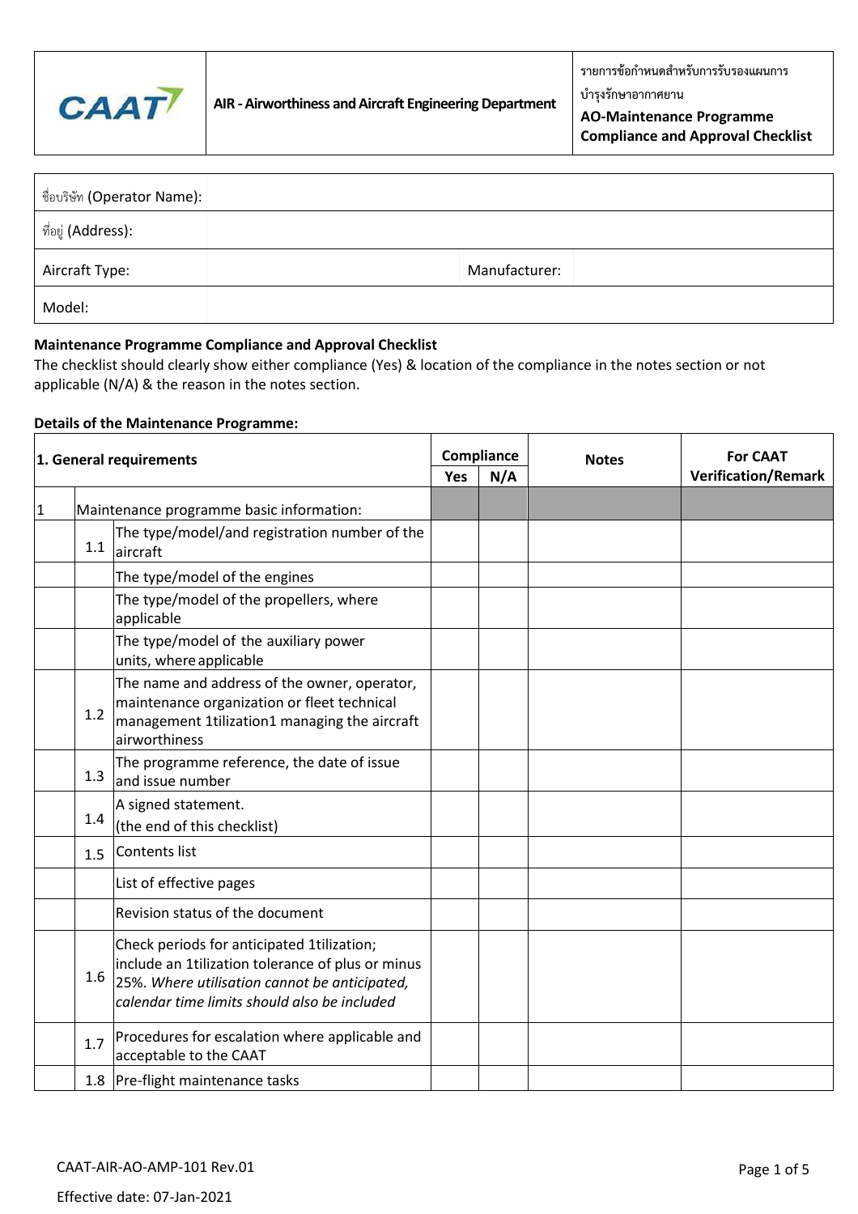| CAAT | AIR - Airworthiness and Aircraft Engineering Department | รายการข้อกำหนดสำหรับการรับรองแผนการบำรุงรักษาอากาศยาน **AO-Maintenance Programme Compliance and Approval Checklist** |
|---|---|---|

| ชื่อบริษัท (Operator Name): | | | |
|---|---|---|---|
| ที่อยู่ (Address): | | | |
| Aircraft Type: | | Manufacturer: | |
| Model: | | | |

**Maintenance Programme Compliance and Approval Checklist**
The checklist should clearly show either compliance (Yes) & location of the compliance in the notes section or not applicable (N/A) & the reason in the notes section.

**Details of the Maintenance Programme:**

| **1. General requirements** | | | **Compliance** | | **Notes** | **For CAAT Verification/Remark** |
|---|---|---|---|---|---|---|
| | | | **Yes** | **N/A** | | |
| 1 | Maintenance programme basic information: | | | | | |
| | 1.1 | The type/model/and registration number of the aircraft | | | | |
| | | The type/model of the engines | | | | |
| | | The type/model of the propellers, where applicable | | | | |
| | | The type/model of the auxiliary power units, where applicable | | | | |
| | 1.2 | The name and address of the owner, operator, maintenance organization or fleet technical management 1tilization1 managing the aircraft airworthiness | | | | |
| | 1.3 | The programme reference, the date of issue and issue number | | | | |
| | 1.4 | A signed statement. (the end of this checklist) | | | | |
| | 1.5 | Contents list | | | | |
| | | List of effective pages | | | | |
| | | Revision status of the document | | | | |
| | 1.6 | Check periods for anticipated 1tilization; include an 1tilization tolerance of plus or minus 25%. *Where utilisation cannot be anticipated, calendar time limits should also be included* | | | | |
| | 1.7 | Procedures for escalation where applicable and acceptable to the CAAT | | | | |
| | 1.8 | Pre-flight maintenance tasks | | | | |

CAAT-AIR-AO-AMP-101 Rev.01

Effective date: 07-Jan-2021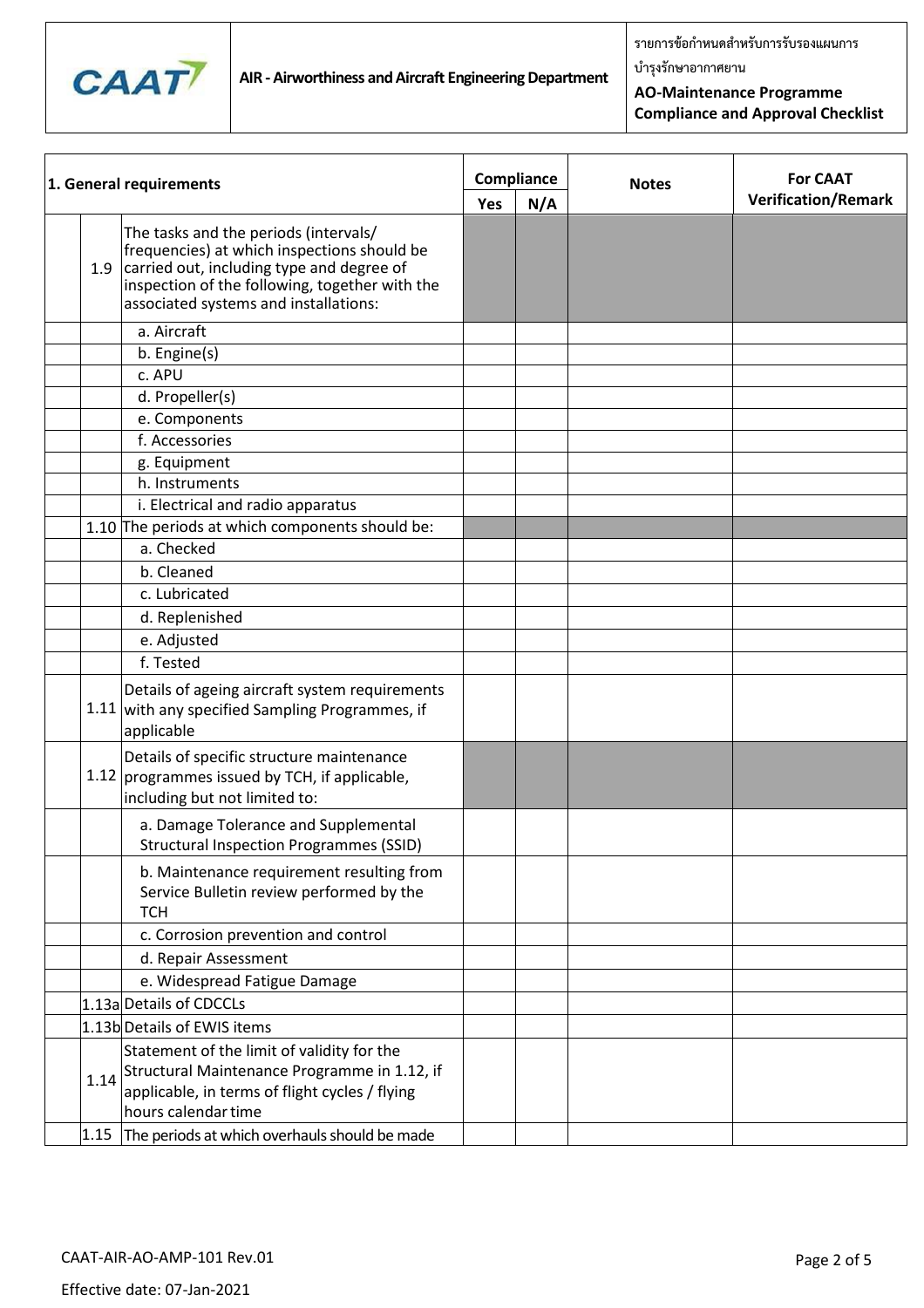| 1. General requirements | | | Compliance | | Notes | For CAAT Verification/Remark |
|---|---|---|---|---|---|---|
| | | | Yes | N/A | | |
| | 1.9 | The tasks and the periods (intervals/ frequencies) at which inspections should be carried out, including type and degree of inspection of the following, together with the associated systems and installations: | | | | |
| | | a. Aircraft | | | | |
| | | b. Engine(s) | | | | |
| | | c. APU | | | | |
| | | d. Propeller(s) | | | | |
| | | e. Components | | | | |
| | | f. Accessories | | | | |
| | | g. Equipment | | | | |
| | | h. Instruments | | | | |
| | | i. Electrical and radio apparatus | | | | |
| | 1.10 | The periods at which components should be: | | | | |
| | | a. Checked | | | | |
| | | b. Cleaned | | | | |
| | | c. Lubricated | | | | |
| | | d. Replenished | | | | |
| | | e. Adjusted | | | | |
| | | f. Tested | | | | |
| | 1.11 | Details of ageing aircraft system requirements with any specified Sampling Programmes, if applicable | | | | |
| | 1.12 | Details of specific structure maintenance programmes issued by TCH, if applicable, including but not limited to: | | | | |
| | | a. Damage Tolerance and Supplemental Structural Inspection Programmes (SSID) | | | | |
| | | b. Maintenance requirement resulting from Service Bulletin review performed by the TCH | | | | |
| | | c. Corrosion prevention and control | | | | |
| | | d. Repair Assessment | | | | |
| | | e. Widespread Fatigue Damage | | | | |
| | 1.13a | Details of CDCCLs | | | | |
| | 1.13b | Details of EWIS items | | | | |
| | 1.14 | Statement of the limit of validity for the Structural Maintenance Programme in 1.12, if applicable, in terms of flight cycles / flying hours calendar time | | | | |
| | 1.15 | The periods at which overhauls should be made | | | | |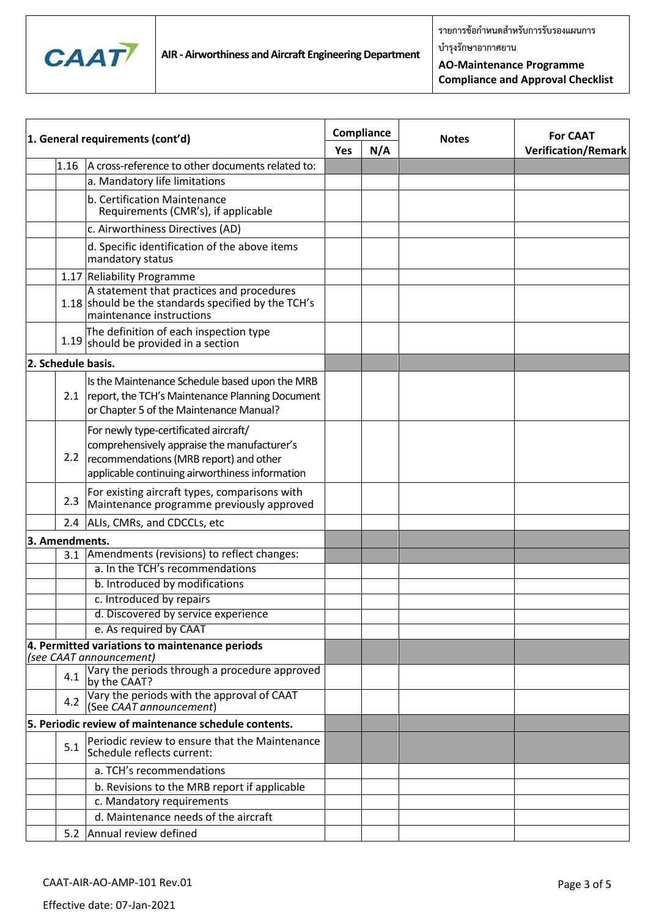| 1. General requirements (cont'd) | | | Compliance | | Notes | For CAAT Verification/Remark |
|---|---|---|---|---|---|---|
| | | | Yes | N/A | | |
| | 1.16 | A cross-reference to other documents related to: | | | | |
| | | a. Mandatory life limitations | | | | |
| | | b. Certification Maintenance Requirements (CMR's), if applicable | | | | |
| | | c. Airworthiness Directives (AD) | | | | |
| | | d. Specific identification of the above items mandatory status | | | | |
| | 1.17 | Reliability Programme | | | | |
| | 1.18 | A statement that practices and procedures should be the standards specified by the TCH's maintenance instructions | | | | |
| | 1.19 | The definition of each inspection type should be provided in a section | | | | |
| **2. Schedule basis.** | | | | | | |
| | 2.1 | Is the Maintenance Schedule based upon the MRB report, the TCH's Maintenance Planning Document or Chapter 5 of the Maintenance Manual? | | | | |
| | 2.2 | For newly type-certificated aircraft/ comprehensively appraise the manufacturer's recommendations (MRB report) and other applicable continuing airworthiness information | | | | |
| | 2.3 | For existing aircraft types, comparisons with Maintenance programme previously approved | | | | |
| | 2.4 | ALIs, CMRs, and CDCCLs, etc | | | | |
| **3. Amendments.** | | | | | | |
| | 3.1 | Amendments (revisions) to reflect changes: | | | | |
| | | a. In the TCH's recommendations | | | | |
| | | b. Introduced by modifications | | | | |
| | | c. Introduced by repairs | | | | |
| | | d. Discovered by service experience | | | | |
| | | e. As required by CAAT | | | | |
| **4. Permitted variations to maintenance periods** *(see CAAT announcement)* | | | | | | |
| | 4.1 | Vary the periods through a procedure approved by the CAAT? | | | | |
| | 4.2 | Vary the periods with the approval of CAAT (See *CAAT announcement*) | | | | |
| **5. Periodic review of maintenance schedule contents.** | | | | | | |
| | 5.1 | Periodic review to ensure that the Maintenance Schedule reflects current: | | | | |
| | | a. TCH's recommendations | | | | |
| | | b. Revisions to the MRB report if applicable | | | | |
| | | c. Mandatory requirements | | | | |
| | | d. Maintenance needs of the aircraft | | | | |
| | 5.2 | Annual review defined | | | | |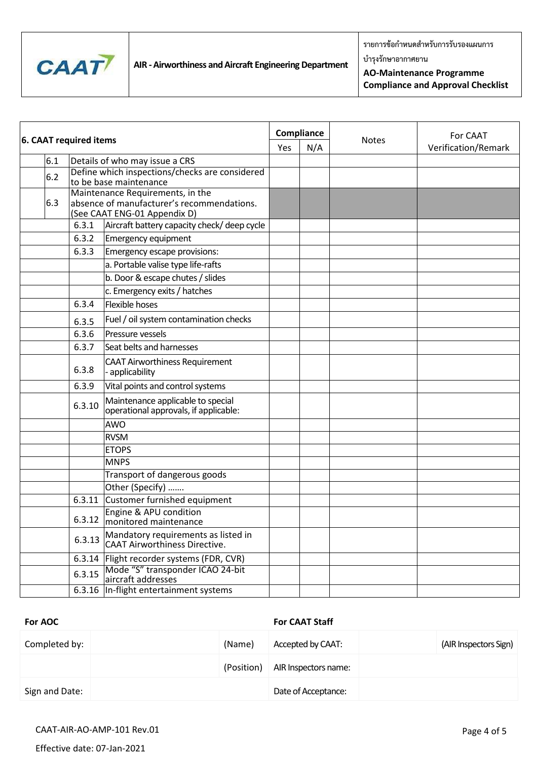| | | | | |
|---|---|---|---|---|
| | | | | |

| 6. CAAT required items | | | Compliance | | Notes | For CAAT Verification/Remark |
|---|---|---|---|---|---|---|
| | | | Yes | N/A | | |
| 6.1 | Details of who may issue a CRS | | | | | |
| 6.2 | Define which inspections/checks are considered to be base maintenance | | | | | |
| 6.3 | Maintenance Requirements, in the absence of manufacturer's recommendations. (See CAAT ENG-01 Appendix D) | | | | | |
| | 6.3.1 | Aircraft battery capacity check/ deep cycle | | | | |
| | 6.3.2 | Emergency equipment | | | | |
| | 6.3.3 | Emergency escape provisions: | | | | |
| | | a. Portable valise type life-rafts | | | | |
| | | b. Door & escape chutes / slides | | | | |
| | | c. Emergency exits / hatches | | | | |
| | 6.3.4 | Flexible hoses | | | | |
| | 6.3.5 | Fuel / oil system contamination checks | | | | |
| | 6.3.6 | Pressure vessels | | | | |
| | 6.3.7 | Seat belts and harnesses | | | | |
| | 6.3.8 | CAAT Airworthiness Requirement - applicability | | | | |
| | 6.3.9 | Vital points and control systems | | | | |
| | 6.3.10 | Maintenance applicable to special operational approvals, if applicable: | | | | |
| | | AWO | | | | |
| | | RVSM | | | | |
| | | ETOPS | | | | |
| | | MNPS | | | | |
| | | Transport of dangerous goods | | | | |
| | | Other (Specify) ……. | | | | |
| | 6.3.11 | Customer furnished equipment | | | | |
| | 6.3.12 | Engine & APU condition monitored maintenance | | | | |
| | 6.3.13 | Mandatory requirements as listed in CAAT Airworthiness Directive. | | | | |
| | 6.3.14 | Flight recorder systems (FDR, CVR) | | | | |
| | 6.3.15 | Mode "S" transponder ICAO 24-bit aircraft addresses | | | | |
| | 6.3.16 | In-flight entertainment systems | | | | |

| For AOC | | | For CAAT Staff | | |
|---|---|---|---|---|---|
| Completed by: | | (Name) | Accepted by CAAT: | | (AIR Inspectors Sign) |
| | | (Position) | AIR Inspectors name: | | |
| Sign and Date: | | | Date of Acceptance: | | |

CAAT-AIR-AO-AMP-101 Rev.01

Effective date: 07-Jan-2021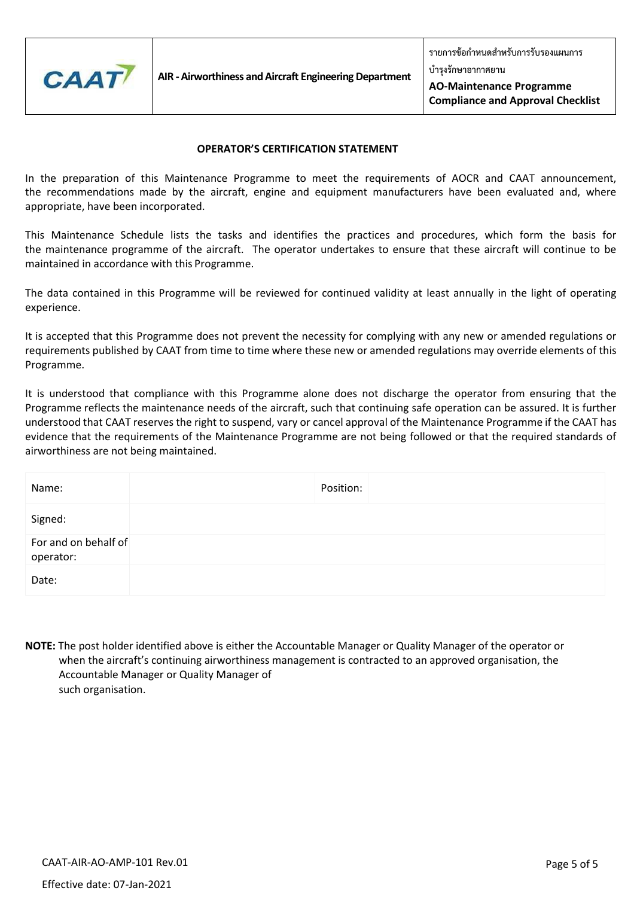## OPERATOR'S CERTIFICATION STATEMENT

In the preparation of this Maintenance Programme to meet the requirements of AOCR and CAAT announcement, the recommendations made by the aircraft, engine and equipment manufacturers have been evaluated and, where appropriate, have been incorporated.

This Maintenance Schedule lists the tasks and identifies the practices and procedures, which form the basis for the maintenance programme of the aircraft. The operator undertakes to ensure that these aircraft will continue to be maintained in accordance with this Programme.

The data contained in this Programme will be reviewed for continued validity at least annually in the light of operating experience.

It is accepted that this Programme does not prevent the necessity for complying with any new or amended regulations or requirements published by CAAT from time to time where these new or amended regulations may override elements of this Programme.

It is understood that compliance with this Programme alone does not discharge the operator from ensuring that the Programme reflects the maintenance needs of the aircraft, such that continuing safe operation can be assured. It is further understood that CAAT reserves the right to suspend, vary or cancel approval of the Maintenance Programme if the CAAT has evidence that the requirements of the Maintenance Programme are not being followed or that the required standards of airworthiness are not being maintained.

| | | | |
|---|---|---|---|
| Name: | | Position: | |
| Signed: | | | |
| For and on behalf of operator: | | | |
| Date: | | | |

**NOTE:** The post holder identified above is either the Accountable Manager or Quality Manager of the operator or when the aircraft's continuing airworthiness management is contracted to an approved organisation, the Accountable Manager or Quality Manager of such organisation.